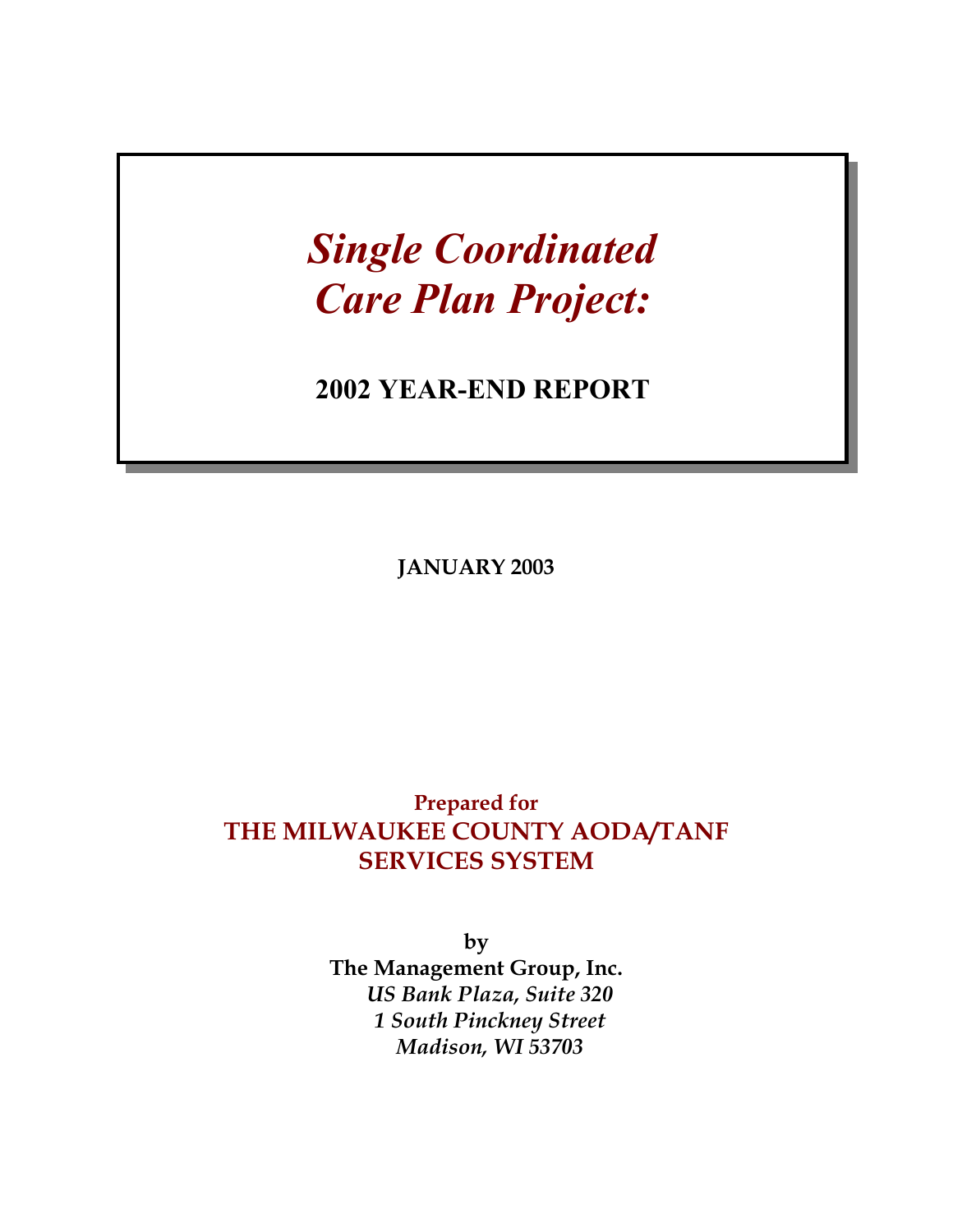# *Single Coordinated Care Plan Project:*

## 2002 YEAR-END REPORT

**JANUARY 2003**

**Prepared for**
**THE MILWAUKEE COUNTY AODA/TANF SERVICES SYSTEM**

**by**
**The Management Group, Inc.**
*US Bank Plaza, Suite 320*
*1 South Pinckney Street*
*Madison, WI 53703*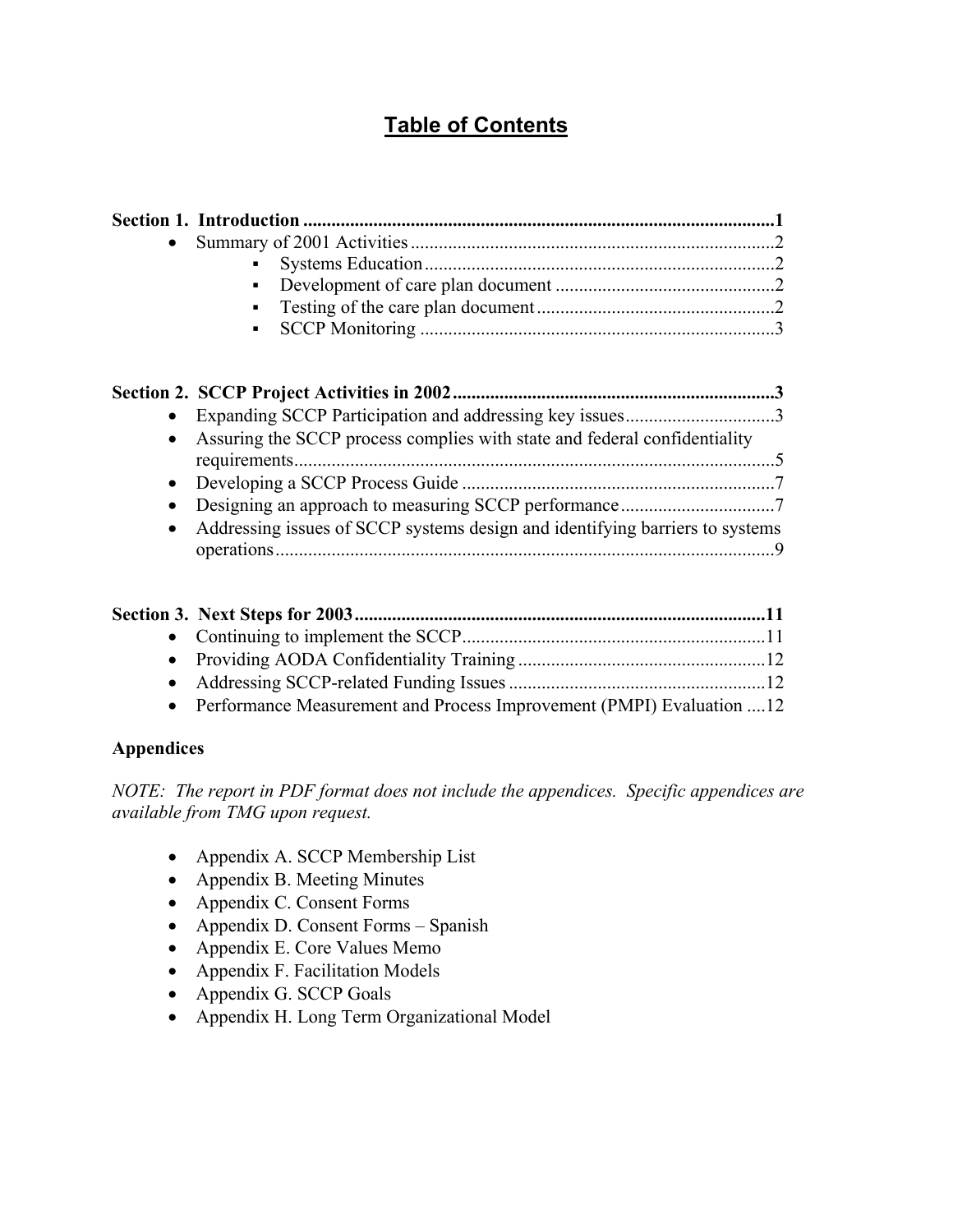# Table of Contents

**Section 1. Introduction .................................................................................................1**

- Summary of 2001 Activities ............................................................................2
    - Systems Education ..........................................................................2
    - Development of care plan document ..............................................2
    - Testing of the care plan document ..................................................2
    - SCCP Monitoring ...........................................................................3

**Section 2. SCCP Project Activities in 2002 ....................................................................3**

- Expanding SCCP Participation and addressing key issues ...............................3
- Assuring the SCCP process complies with state and federal confidentiality requirements......................................................................................................5
- Developing a SCCP Process Guide ..................................................................7
- Designing an approach to measuring SCCP performance ................................7
- Addressing issues of SCCP systems design and identifying barriers to systems operations..........................................................................................................9

**Section 3. Next Steps for 2003 .......................................................................................11**

- Continuing to implement the SCCP................................................................11
- Providing AODA Confidentiality Training ....................................................12
- Addressing SCCP-related Funding Issues ......................................................12
- Performance Measurement and Process Improvement (PMPI) Evaluation ....12

**Appendices**

*NOTE: The report in PDF format does not include the appendices. Specific appendices are available from TMG upon request.*

- Appendix A. SCCP Membership List
- Appendix B. Meeting Minutes
- Appendix C. Consent Forms
- Appendix D. Consent Forms – Spanish
- Appendix E. Core Values Memo
- Appendix F. Facilitation Models
- Appendix G. SCCP Goals
- Appendix H. Long Term Organizational Model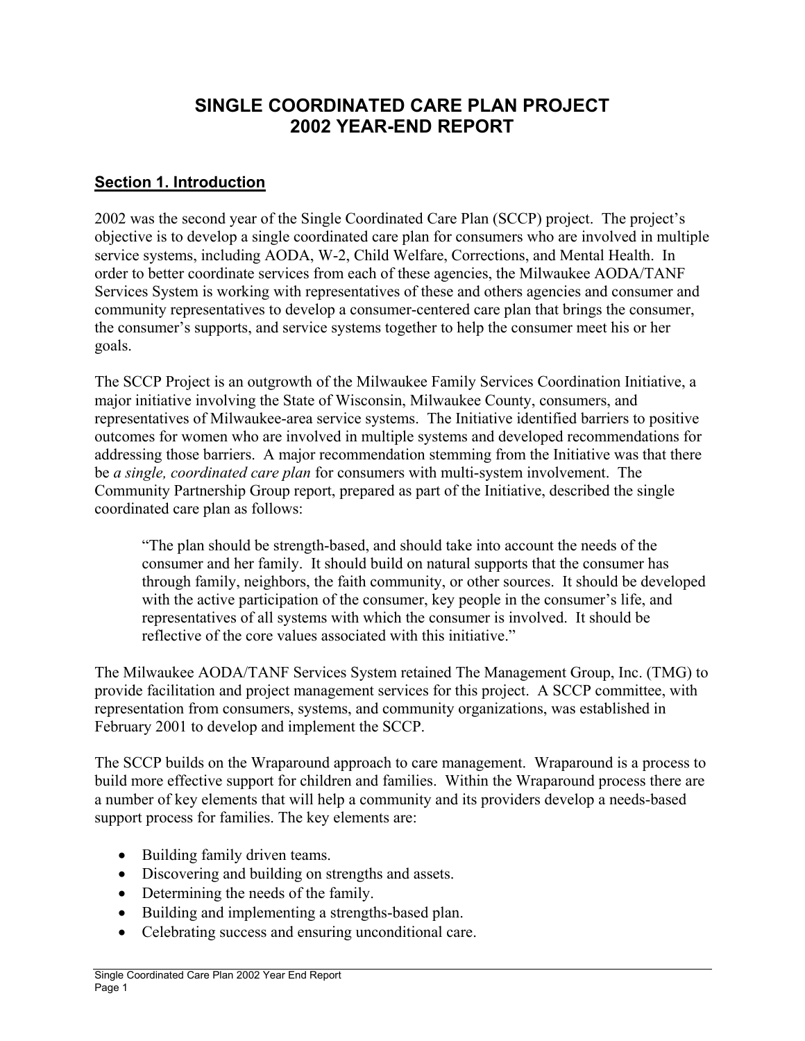# SINGLE COORDINATED CARE PLAN PROJECT
# 2002 YEAR-END REPORT

## Section 1. Introduction

2002 was the second year of the Single Coordinated Care Plan (SCCP) project. The project's objective is to develop a single coordinated care plan for consumers who are involved in multiple service systems, including AODA, W-2, Child Welfare, Corrections, and Mental Health. In order to better coordinate services from each of these agencies, the Milwaukee AODA/TANF Services System is working with representatives of these and others agencies and consumer and community representatives to develop a consumer-centered care plan that brings the consumer, the consumer's supports, and service systems together to help the consumer meet his or her goals.

The SCCP Project is an outgrowth of the Milwaukee Family Services Coordination Initiative, a major initiative involving the State of Wisconsin, Milwaukee County, consumers, and representatives of Milwaukee-area service systems. The Initiative identified barriers to positive outcomes for women who are involved in multiple systems and developed recommendations for addressing those barriers. A major recommendation stemming from the Initiative was that there be *a single, coordinated care plan* for consumers with multi-system involvement. The Community Partnership Group report, prepared as part of the Initiative, described the single coordinated care plan as follows:

> "The plan should be strength-based, and should take into account the needs of the consumer and her family. It should build on natural supports that the consumer has through family, neighbors, the faith community, or other sources. It should be developed with the active participation of the consumer, key people in the consumer's life, and representatives of all systems with which the consumer is involved. It should be reflective of the core values associated with this initiative."

The Milwaukee AODA/TANF Services System retained The Management Group, Inc. (TMG) to provide facilitation and project management services for this project. A SCCP committee, with representation from consumers, systems, and community organizations, was established in February 2001 to develop and implement the SCCP.

The SCCP builds on the Wraparound approach to care management. Wraparound is a process to build more effective support for children and families. Within the Wraparound process there are a number of key elements that will help a community and its providers develop a needs-based support process for families. The key elements are:

- Building family driven teams.
- Discovering and building on strengths and assets.
- Determining the needs of the family.
- Building and implementing a strengths-based plan.
- Celebrating success and ensuring unconditional care.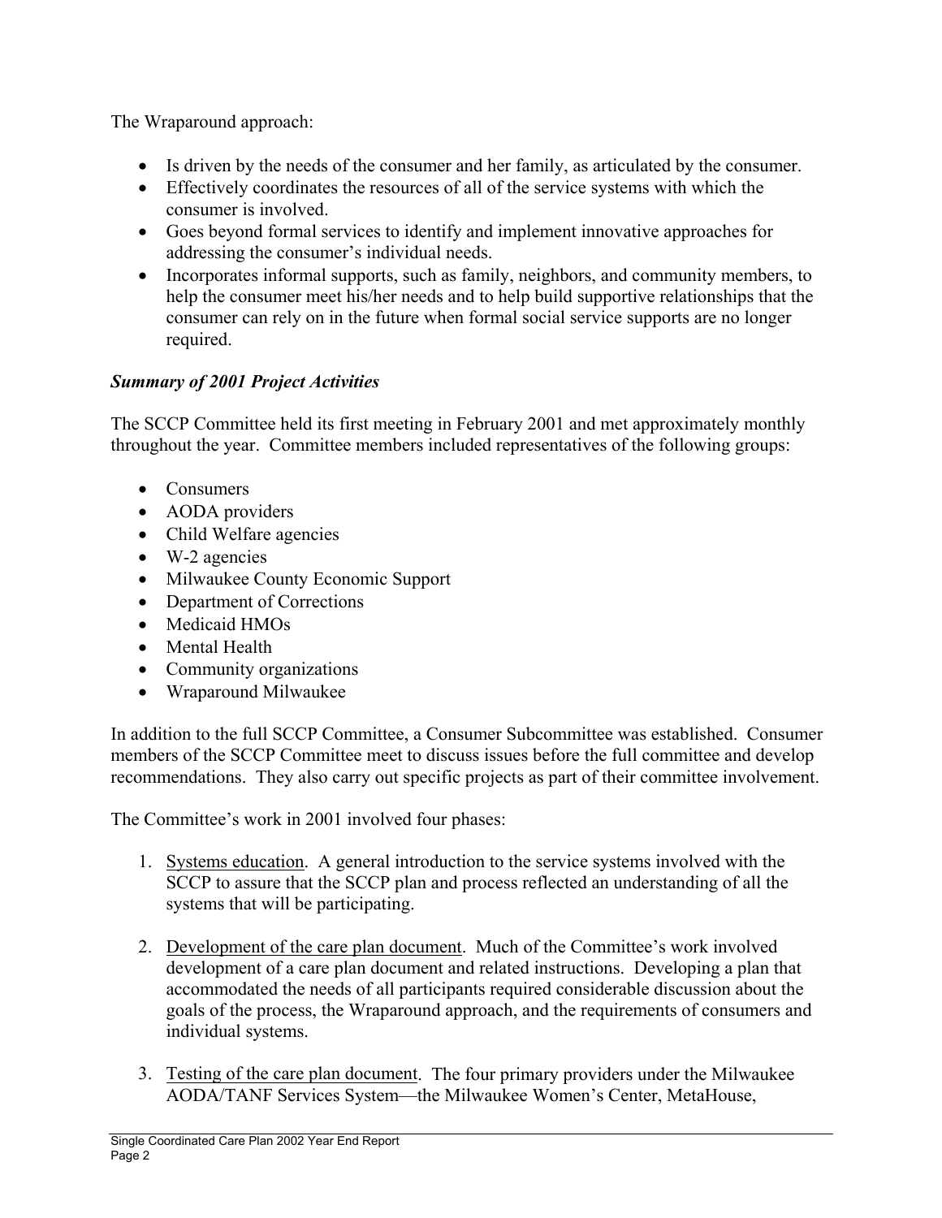The Wraparound approach:

- Is driven by the needs of the consumer and her family, as articulated by the consumer.
- Effectively coordinates the resources of all of the service systems with which the consumer is involved.
- Goes beyond formal services to identify and implement innovative approaches for addressing the consumer's individual needs.
- Incorporates informal supports, such as family, neighbors, and community members, to help the consumer meet his/her needs and to help build supportive relationships that the consumer can rely on in the future when formal social service supports are no longer required.

### *Summary of 2001 Project Activities*

The SCCP Committee held its first meeting in February 2001 and met approximately monthly throughout the year. Committee members included representatives of the following groups:

- Consumers
- AODA providers
- Child Welfare agencies
- W-2 agencies
- Milwaukee County Economic Support
- Department of Corrections
- Medicaid HMOs
- Mental Health
- Community organizations
- Wraparound Milwaukee

In addition to the full SCCP Committee, a Consumer Subcommittee was established. Consumer members of the SCCP Committee meet to discuss issues before the full committee and develop recommendations. They also carry out specific projects as part of their committee involvement.

The Committee's work in 2001 involved four phases:

1. <u>Systems education</u>. A general introduction to the service systems involved with the SCCP to assure that the SCCP plan and process reflected an understanding of all the systems that will be participating.

2. <u>Development of the care plan document</u>. Much of the Committee's work involved development of a care plan document and related instructions. Developing a plan that accommodated the needs of all participants required considerable discussion about the goals of the process, the Wraparound approach, and the requirements of consumers and individual systems.

3. <u>Testing of the care plan document</u>. The four primary providers under the Milwaukee AODA/TANF Services System—the Milwaukee Women's Center, MetaHouse,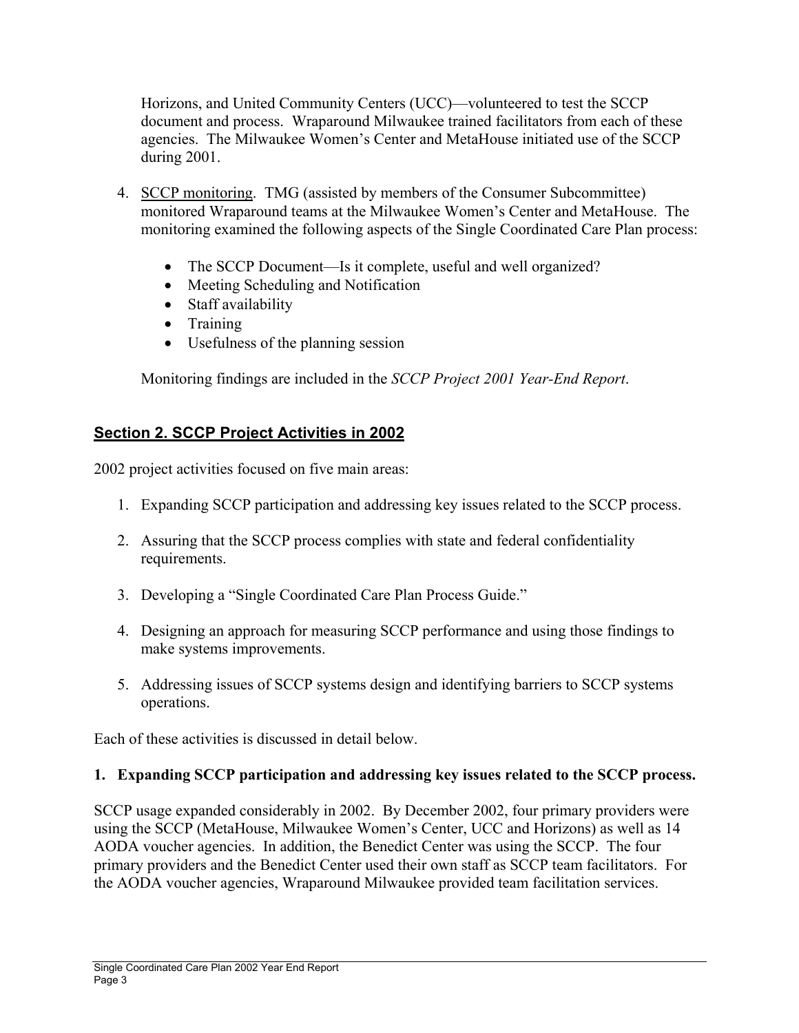Horizons, and United Community Centers (UCC)—volunteered to test the SCCP document and process. Wraparound Milwaukee trained facilitators from each of these agencies. The Milwaukee Women's Center and MetaHouse initiated use of the SCCP during 2001.

4. SCCP monitoring. TMG (assisted by members of the Consumer Subcommittee) monitored Wraparound teams at the Milwaukee Women's Center and MetaHouse. The monitoring examined the following aspects of the Single Coordinated Care Plan process:

   - The SCCP Document—Is it complete, useful and well organized?
   - Meeting Scheduling and Notification
   - Staff availability
   - Training
   - Usefulness of the planning session

   Monitoring findings are included in the *SCCP Project 2001 Year-End Report*.

## Section 2. SCCP Project Activities in 2002

2002 project activities focused on five main areas:

1. Expanding SCCP participation and addressing key issues related to the SCCP process.

2. Assuring that the SCCP process complies with state and federal confidentiality requirements.

3. Developing a "Single Coordinated Care Plan Process Guide."

4. Designing an approach for measuring SCCP performance and using those findings to make systems improvements.

5. Addressing issues of SCCP systems design and identifying barriers to SCCP systems operations.

Each of these activities is discussed in detail below.

### 1. Expanding SCCP participation and addressing key issues related to the SCCP process.

SCCP usage expanded considerably in 2002. By December 2002, four primary providers were using the SCCP (MetaHouse, Milwaukee Women's Center, UCC and Horizons) as well as 14 AODA voucher agencies. In addition, the Benedict Center was using the SCCP. The four primary providers and the Benedict Center used their own staff as SCCP team facilitators. For the AODA voucher agencies, Wraparound Milwaukee provided team facilitation services.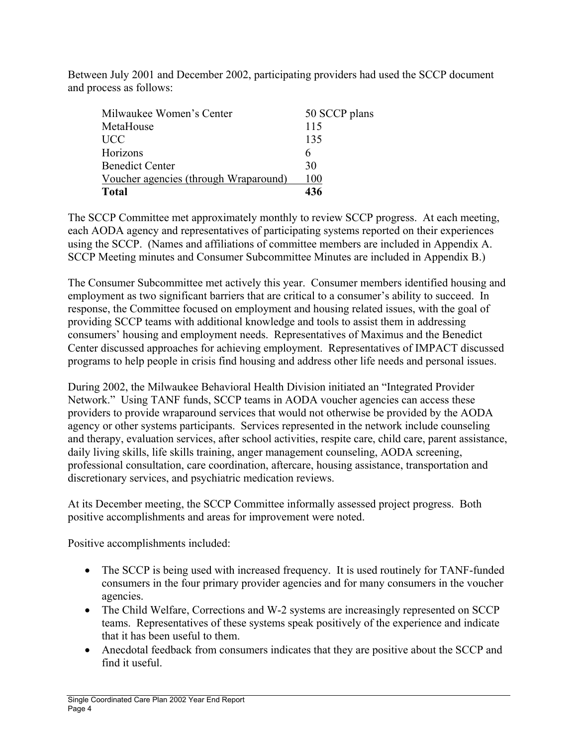Between July 2001 and December 2002, participating providers had used the SCCP document and process as follows:

| | |
|---|---|
| Milwaukee Women's Center | 50 SCCP plans |
| MetaHouse | 115 |
| UCC | 135 |
| Horizons | 6 |
| Benedict Center | 30 |
| Voucher agencies (through Wraparound) | 100 |
| **Total** | **436** |

The SCCP Committee met approximately monthly to review SCCP progress. At each meeting, each AODA agency and representatives of participating systems reported on their experiences using the SCCP. (Names and affiliations of committee members are included in Appendix A. SCCP Meeting minutes and Consumer Subcommittee Minutes are included in Appendix B.)

The Consumer Subcommittee met actively this year. Consumer members identified housing and employment as two significant barriers that are critical to a consumer's ability to succeed. In response, the Committee focused on employment and housing related issues, with the goal of providing SCCP teams with additional knowledge and tools to assist them in addressing consumers' housing and employment needs. Representatives of Maximus and the Benedict Center discussed approaches for achieving employment. Representatives of IMPACT discussed programs to help people in crisis find housing and address other life needs and personal issues.

During 2002, the Milwaukee Behavioral Health Division initiated an "Integrated Provider Network." Using TANF funds, SCCP teams in AODA voucher agencies can access these providers to provide wraparound services that would not otherwise be provided by the AODA agency or other systems participants. Services represented in the network include counseling and therapy, evaluation services, after school activities, respite care, child care, parent assistance, daily living skills, life skills training, anger management counseling, AODA screening, professional consultation, care coordination, aftercare, housing assistance, transportation and discretionary services, and psychiatric medication reviews.

At its December meeting, the SCCP Committee informally assessed project progress. Both positive accomplishments and areas for improvement were noted.

Positive accomplishments included:

- The SCCP is being used with increased frequency. It is used routinely for TANF-funded consumers in the four primary provider agencies and for many consumers in the voucher agencies.
- The Child Welfare, Corrections and W-2 systems are increasingly represented on SCCP teams. Representatives of these systems speak positively of the experience and indicate that it has been useful to them.
- Anecdotal feedback from consumers indicates that they are positive about the SCCP and find it useful.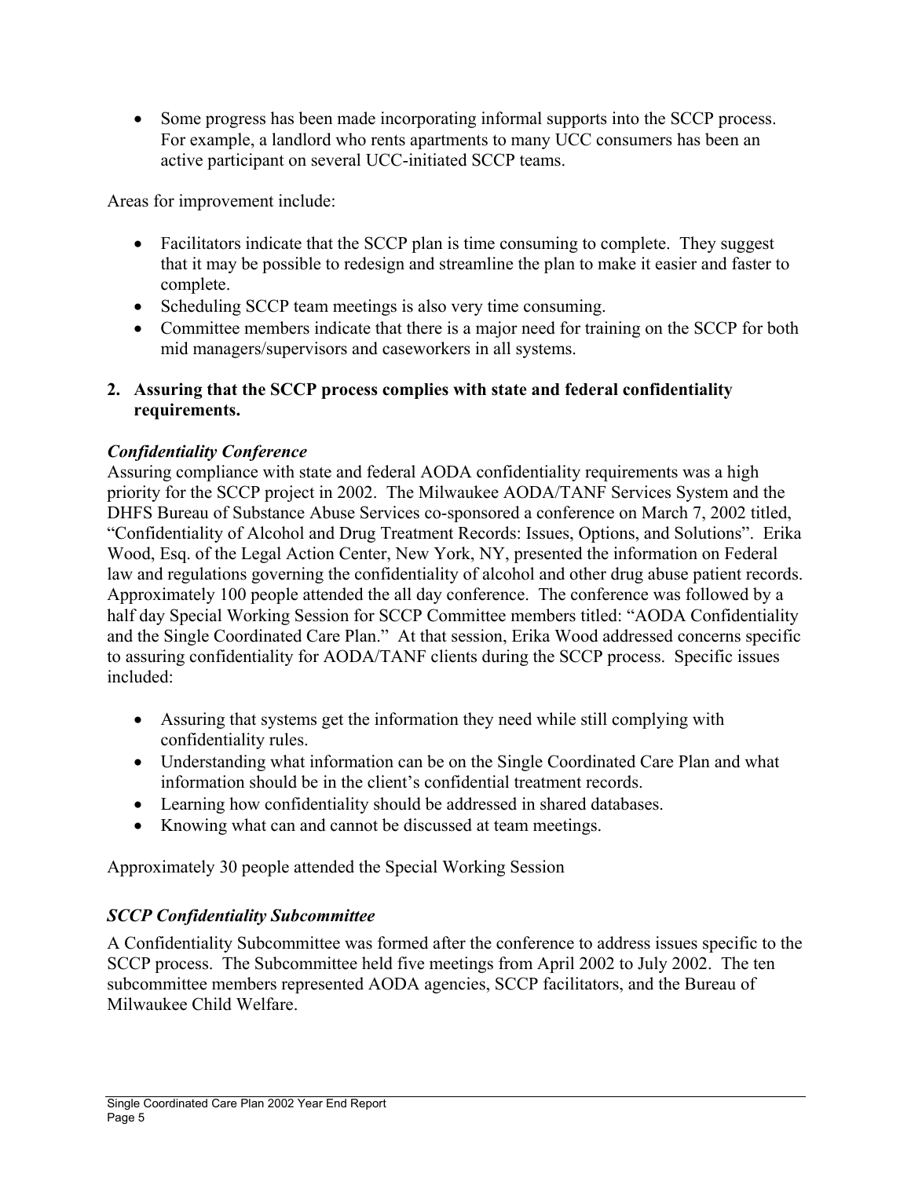- Some progress has been made incorporating informal supports into the SCCP process. For example, a landlord who rents apartments to many UCC consumers has been an active participant on several UCC-initiated SCCP teams.

Areas for improvement include:

- Facilitators indicate that the SCCP plan is time consuming to complete. They suggest that it may be possible to redesign and streamline the plan to make it easier and faster to complete.
- Scheduling SCCP team meetings is also very time consuming.
- Committee members indicate that there is a major need for training on the SCCP for both mid managers/supervisors and caseworkers in all systems.

**2. Assuring that the SCCP process complies with state and federal confidentiality requirements.**

***Confidentiality Conference***

Assuring compliance with state and federal AODA confidentiality requirements was a high priority for the SCCP project in 2002. The Milwaukee AODA/TANF Services System and the DHFS Bureau of Substance Abuse Services co-sponsored a conference on March 7, 2002 titled, "Confidentiality of Alcohol and Drug Treatment Records: Issues, Options, and Solutions". Erika Wood, Esq. of the Legal Action Center, New York, NY, presented the information on Federal law and regulations governing the confidentiality of alcohol and other drug abuse patient records. Approximately 100 people attended the all day conference. The conference was followed by a half day Special Working Session for SCCP Committee members titled: "AODA Confidentiality and the Single Coordinated Care Plan." At that session, Erika Wood addressed concerns specific to assuring confidentiality for AODA/TANF clients during the SCCP process. Specific issues included:

- Assuring that systems get the information they need while still complying with confidentiality rules.
- Understanding what information can be on the Single Coordinated Care Plan and what information should be in the client's confidential treatment records.
- Learning how confidentiality should be addressed in shared databases.
- Knowing what can and cannot be discussed at team meetings.

Approximately 30 people attended the Special Working Session

***SCCP Confidentiality Subcommittee***

A Confidentiality Subcommittee was formed after the conference to address issues specific to the SCCP process. The Subcommittee held five meetings from April 2002 to July 2002. The ten subcommittee members represented AODA agencies, SCCP facilitators, and the Bureau of Milwaukee Child Welfare.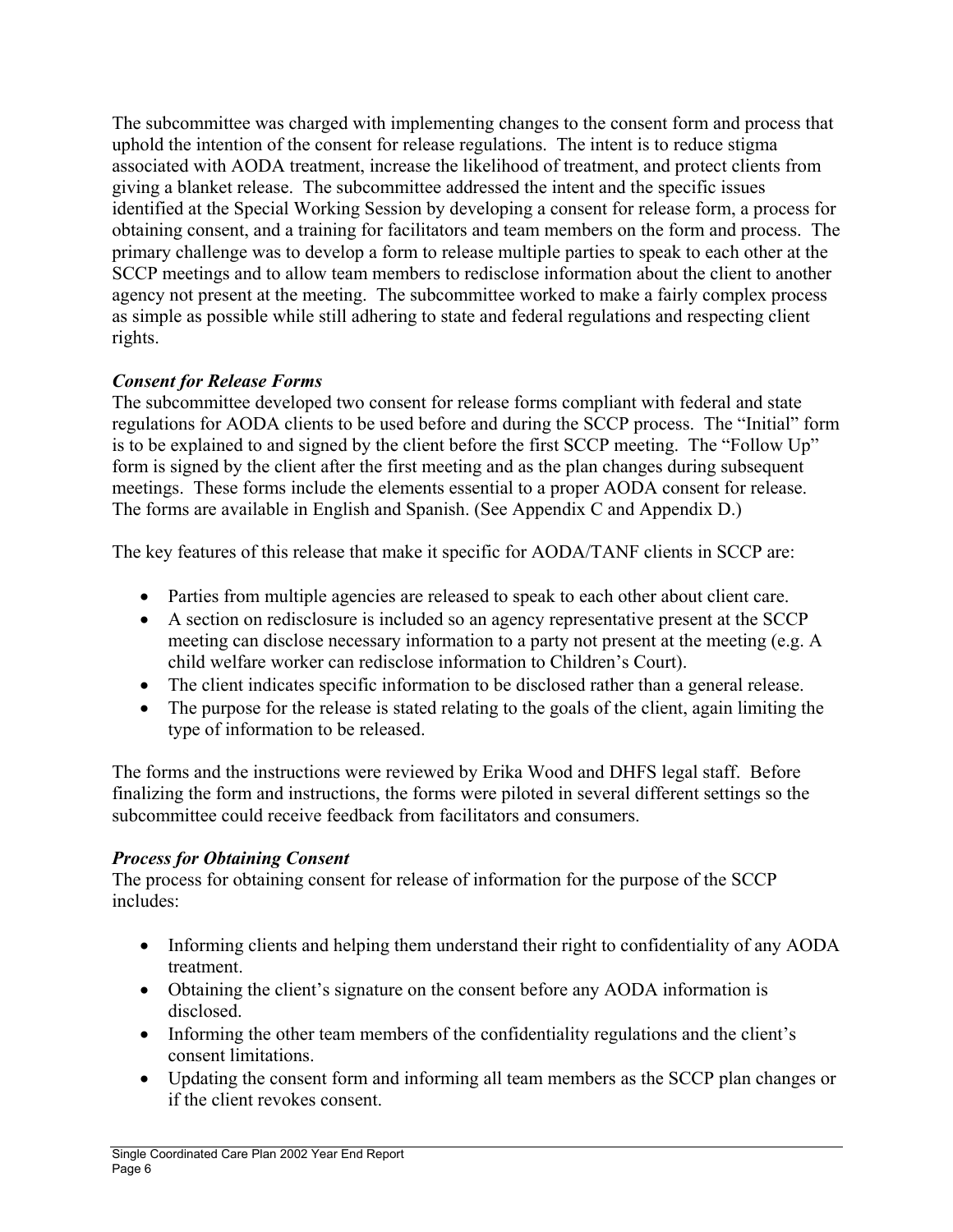The subcommittee was charged with implementing changes to the consent form and process that uphold the intention of the consent for release regulations. The intent is to reduce stigma associated with AODA treatment, increase the likelihood of treatment, and protect clients from giving a blanket release. The subcommittee addressed the intent and the specific issues identified at the Special Working Session by developing a consent for release form, a process for obtaining consent, and a training for facilitators and team members on the form and process. The primary challenge was to develop a form to release multiple parties to speak to each other at the SCCP meetings and to allow team members to redisclose information about the client to another agency not present at the meeting. The subcommittee worked to make a fairly complex process as simple as possible while still adhering to state and federal regulations and respecting client rights.

***Consent for Release Forms***

The subcommittee developed two consent for release forms compliant with federal and state regulations for AODA clients to be used before and during the SCCP process. The "Initial" form is to be explained to and signed by the client before the first SCCP meeting. The "Follow Up" form is signed by the client after the first meeting and as the plan changes during subsequent meetings. These forms include the elements essential to a proper AODA consent for release. The forms are available in English and Spanish. (See Appendix C and Appendix D.)

The key features of this release that make it specific for AODA/TANF clients in SCCP are:

- Parties from multiple agencies are released to speak to each other about client care.
- A section on redisclosure is included so an agency representative present at the SCCP meeting can disclose necessary information to a party not present at the meeting (e.g. A child welfare worker can redisclose information to Children's Court).
- The client indicates specific information to be disclosed rather than a general release.
- The purpose for the release is stated relating to the goals of the client, again limiting the type of information to be released.

The forms and the instructions were reviewed by Erika Wood and DHFS legal staff. Before finalizing the form and instructions, the forms were piloted in several different settings so the subcommittee could receive feedback from facilitators and consumers.

***Process for Obtaining Consent***

The process for obtaining consent for release of information for the purpose of the SCCP includes:

- Informing clients and helping them understand their right to confidentiality of any AODA treatment.
- Obtaining the client's signature on the consent before any AODA information is disclosed.
- Informing the other team members of the confidentiality regulations and the client's consent limitations.
- Updating the consent form and informing all team members as the SCCP plan changes or if the client revokes consent.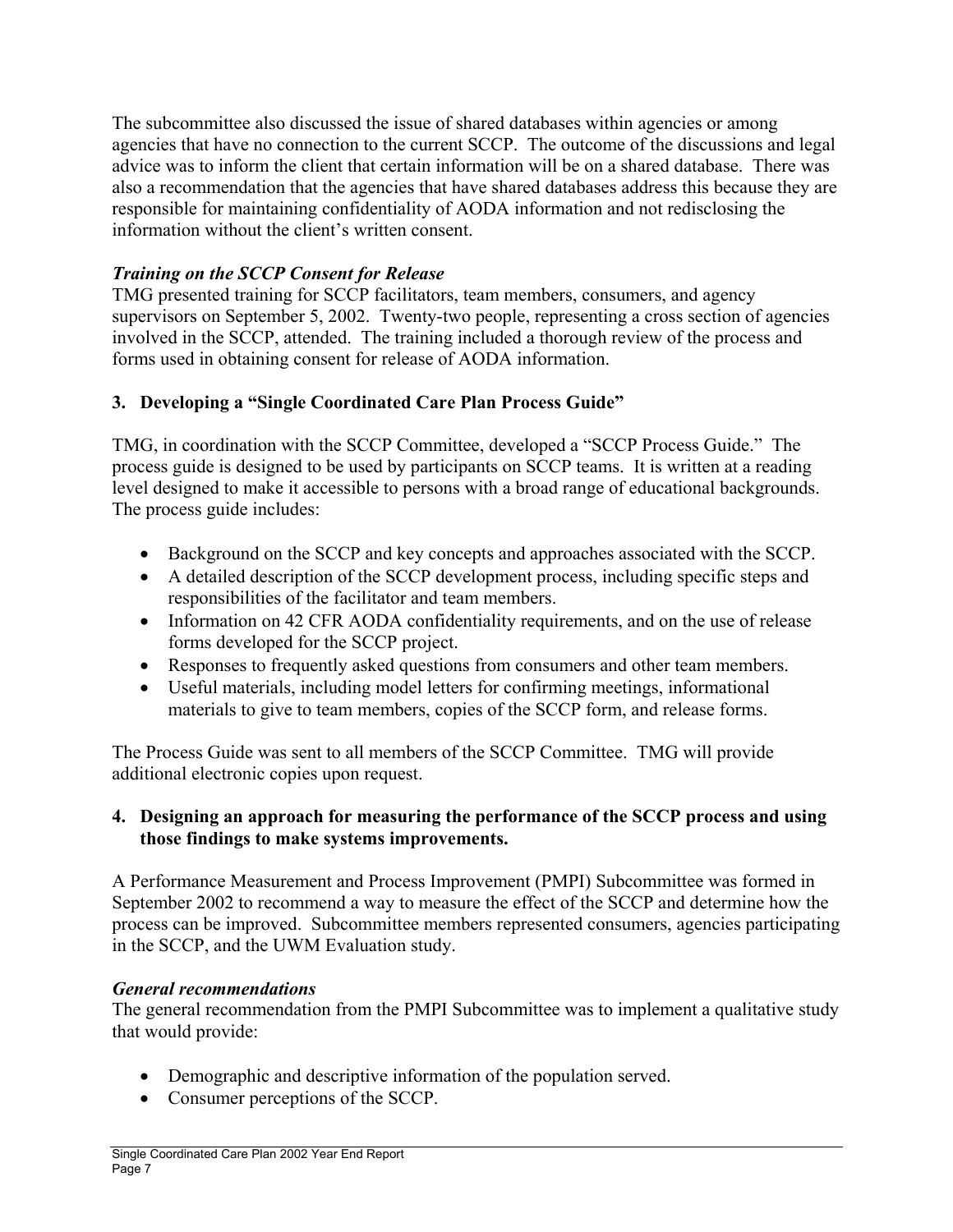The subcommittee also discussed the issue of shared databases within agencies or among agencies that have no connection to the current SCCP. The outcome of the discussions and legal advice was to inform the client that certain information will be on a shared database. There was also a recommendation that the agencies that have shared databases address this because they are responsible for maintaining confidentiality of AODA information and not redisclosing the information without the client's written consent.

***Training on the SCCP Consent for Release***

TMG presented training for SCCP facilitators, team members, consumers, and agency supervisors on September 5, 2002. Twenty-two people, representing a cross section of agencies involved in the SCCP, attended. The training included a thorough review of the process and forms used in obtaining consent for release of AODA information.

### 3. Developing a "Single Coordinated Care Plan Process Guide"

TMG, in coordination with the SCCP Committee, developed a "SCCP Process Guide." The process guide is designed to be used by participants on SCCP teams. It is written at a reading level designed to make it accessible to persons with a broad range of educational backgrounds. The process guide includes:

- Background on the SCCP and key concepts and approaches associated with the SCCP.
- A detailed description of the SCCP development process, including specific steps and responsibilities of the facilitator and team members.
- Information on 42 CFR AODA confidentiality requirements, and on the use of release forms developed for the SCCP project.
- Responses to frequently asked questions from consumers and other team members.
- Useful materials, including model letters for confirming meetings, informational materials to give to team members, copies of the SCCP form, and release forms.

The Process Guide was sent to all members of the SCCP Committee. TMG will provide additional electronic copies upon request.

### 4. Designing an approach for measuring the performance of the SCCP process and using those findings to make systems improvements.

A Performance Measurement and Process Improvement (PMPI) Subcommittee was formed in September 2002 to recommend a way to measure the effect of the SCCP and determine how the process can be improved. Subcommittee members represented consumers, agencies participating in the SCCP, and the UWM Evaluation study.

***General recommendations***

The general recommendation from the PMPI Subcommittee was to implement a qualitative study that would provide:

- Demographic and descriptive information of the population served.
- Consumer perceptions of the SCCP.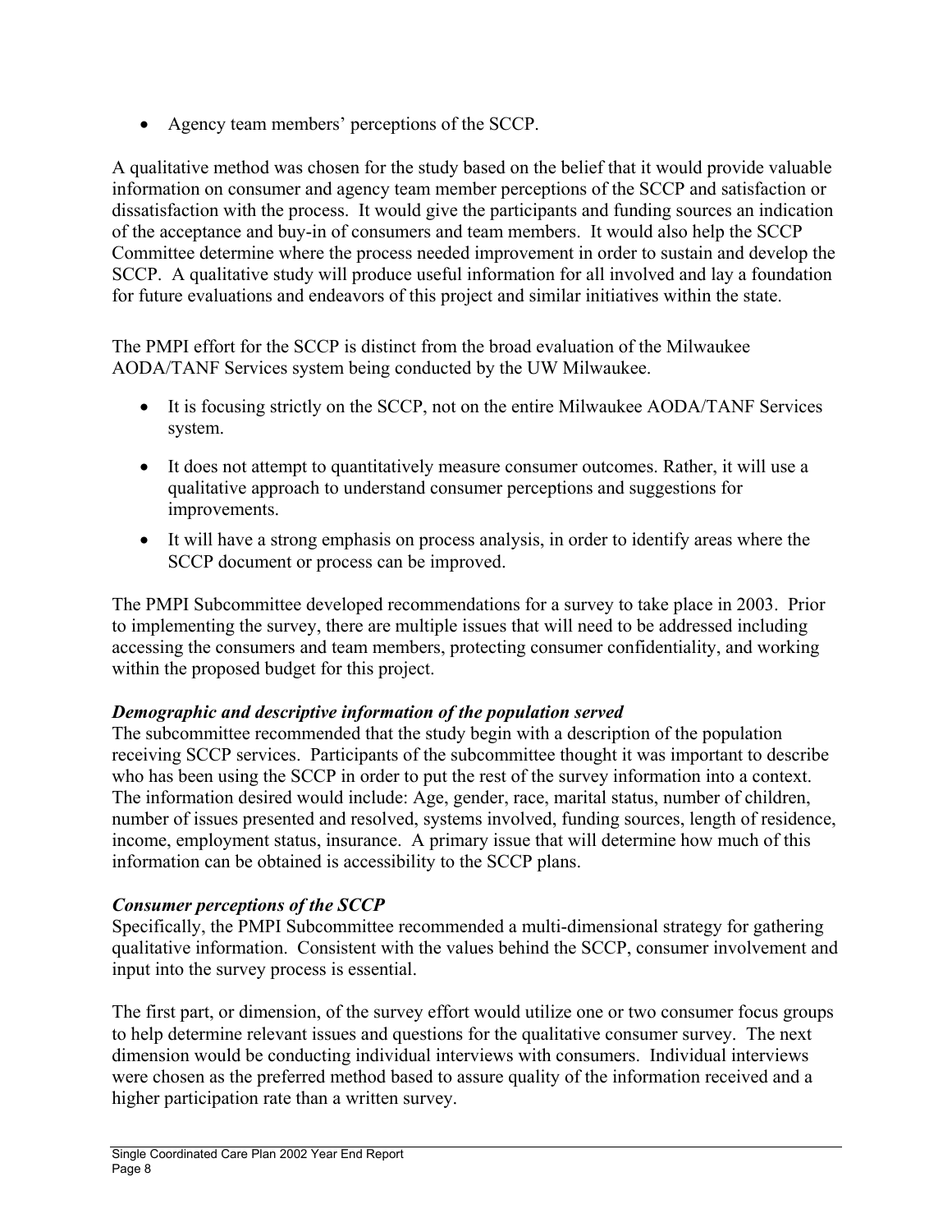- Agency team members' perceptions of the SCCP.

A qualitative method was chosen for the study based on the belief that it would provide valuable information on consumer and agency team member perceptions of the SCCP and satisfaction or dissatisfaction with the process. It would give the participants and funding sources an indication of the acceptance and buy-in of consumers and team members. It would also help the SCCP Committee determine where the process needed improvement in order to sustain and develop the SCCP. A qualitative study will produce useful information for all involved and lay a foundation for future evaluations and endeavors of this project and similar initiatives within the state.

The PMPI effort for the SCCP is distinct from the broad evaluation of the Milwaukee AODA/TANF Services system being conducted by the UW Milwaukee.

- It is focusing strictly on the SCCP, not on the entire Milwaukee AODA/TANF Services system.
- It does not attempt to quantitatively measure consumer outcomes. Rather, it will use a qualitative approach to understand consumer perceptions and suggestions for improvements.
- It will have a strong emphasis on process analysis, in order to identify areas where the SCCP document or process can be improved.

The PMPI Subcommittee developed recommendations for a survey to take place in 2003. Prior to implementing the survey, there are multiple issues that will need to be addressed including accessing the consumers and team members, protecting consumer confidentiality, and working within the proposed budget for this project.

***Demographic and descriptive information of the population served***

The subcommittee recommended that the study begin with a description of the population receiving SCCP services. Participants of the subcommittee thought it was important to describe who has been using the SCCP in order to put the rest of the survey information into a context. The information desired would include: Age, gender, race, marital status, number of children, number of issues presented and resolved, systems involved, funding sources, length of residence, income, employment status, insurance. A primary issue that will determine how much of this information can be obtained is accessibility to the SCCP plans.

***Consumer perceptions of the SCCP***

Specifically, the PMPI Subcommittee recommended a multi-dimensional strategy for gathering qualitative information. Consistent with the values behind the SCCP, consumer involvement and input into the survey process is essential.

The first part, or dimension, of the survey effort would utilize one or two consumer focus groups to help determine relevant issues and questions for the qualitative consumer survey. The next dimension would be conducting individual interviews with consumers. Individual interviews were chosen as the preferred method based to assure quality of the information received and a higher participation rate than a written survey.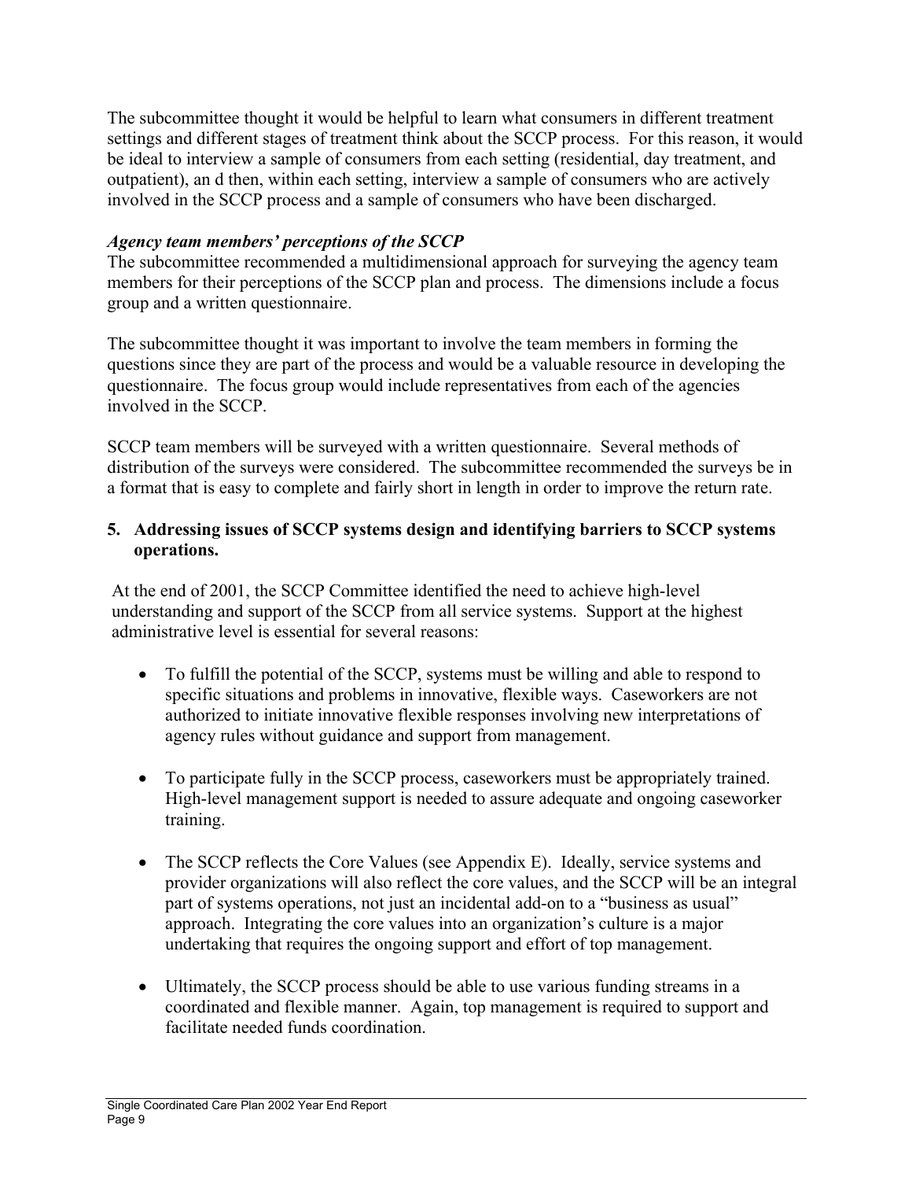The subcommittee thought it would be helpful to learn what consumers in different treatment settings and different stages of treatment think about the SCCP process. For this reason, it would be ideal to interview a sample of consumers from each setting (residential, day treatment, and outpatient), an d then, within each setting, interview a sample of consumers who are actively involved in the SCCP process and a sample of consumers who have been discharged.

***Agency team members' perceptions of the SCCP***

The subcommittee recommended a multidimensional approach for surveying the agency team members for their perceptions of the SCCP plan and process. The dimensions include a focus group and a written questionnaire.

The subcommittee thought it was important to involve the team members in forming the questions since they are part of the process and would be a valuable resource in developing the questionnaire. The focus group would include representatives from each of the agencies involved in the SCCP.

SCCP team members will be surveyed with a written questionnaire. Several methods of distribution of the surveys were considered. The subcommittee recommended the surveys be in a format that is easy to complete and fairly short in length in order to improve the return rate.

**5. Addressing issues of SCCP systems design and identifying barriers to SCCP systems operations.**

At the end of 2001, the SCCP Committee identified the need to achieve high-level understanding and support of the SCCP from all service systems. Support at the highest administrative level is essential for several reasons:

- To fulfill the potential of the SCCP, systems must be willing and able to respond to specific situations and problems in innovative, flexible ways. Caseworkers are not authorized to initiate innovative flexible responses involving new interpretations of agency rules without guidance and support from management.

- To participate fully in the SCCP process, caseworkers must be appropriately trained. High-level management support is needed to assure adequate and ongoing caseworker training.

- The SCCP reflects the Core Values (see Appendix E). Ideally, service systems and provider organizations will also reflect the core values, and the SCCP will be an integral part of systems operations, not just an incidental add-on to a "business as usual" approach. Integrating the core values into an organization's culture is a major undertaking that requires the ongoing support and effort of top management.

- Ultimately, the SCCP process should be able to use various funding streams in a coordinated and flexible manner. Again, top management is required to support and facilitate needed funds coordination.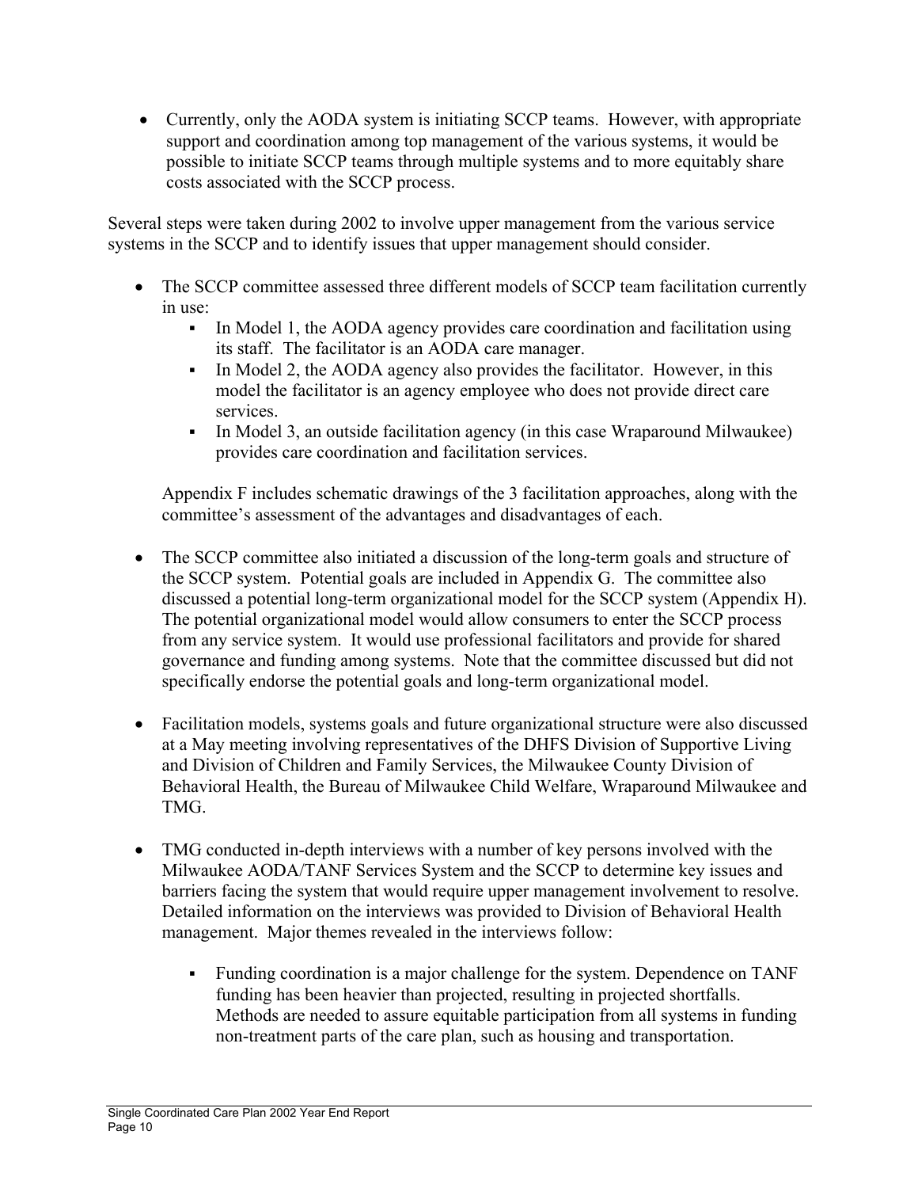- Currently, only the AODA system is initiating SCCP teams. However, with appropriate support and coordination among top management of the various systems, it would be possible to initiate SCCP teams through multiple systems and to more equitably share costs associated with the SCCP process.

Several steps were taken during 2002 to involve upper management from the various service systems in the SCCP and to identify issues that upper management should consider.

- The SCCP committee assessed three different models of SCCP team facilitation currently in use:
  - In Model 1, the AODA agency provides care coordination and facilitation using its staff. The facilitator is an AODA care manager.
  - In Model 2, the AODA agency also provides the facilitator. However, in this model the facilitator is an agency employee who does not provide direct care services.
  - In Model 3, an outside facilitation agency (in this case Wraparound Milwaukee) provides care coordination and facilitation services.

  Appendix F includes schematic drawings of the 3 facilitation approaches, along with the committee's assessment of the advantages and disadvantages of each.

- The SCCP committee also initiated a discussion of the long-term goals and structure of the SCCP system. Potential goals are included in Appendix G. The committee also discussed a potential long-term organizational model for the SCCP system (Appendix H). The potential organizational model would allow consumers to enter the SCCP process from any service system. It would use professional facilitators and provide for shared governance and funding among systems. Note that the committee discussed but did not specifically endorse the potential goals and long-term organizational model.

- Facilitation models, systems goals and future organizational structure were also discussed at a May meeting involving representatives of the DHFS Division of Supportive Living and Division of Children and Family Services, the Milwaukee County Division of Behavioral Health, the Bureau of Milwaukee Child Welfare, Wraparound Milwaukee and TMG.

- TMG conducted in-depth interviews with a number of key persons involved with the Milwaukee AODA/TANF Services System and the SCCP to determine key issues and barriers facing the system that would require upper management involvement to resolve. Detailed information on the interviews was provided to Division of Behavioral Health management. Major themes revealed in the interviews follow:

  - Funding coordination is a major challenge for the system. Dependence on TANF funding has been heavier than projected, resulting in projected shortfalls. Methods are needed to assure equitable participation from all systems in funding non-treatment parts of the care plan, such as housing and transportation.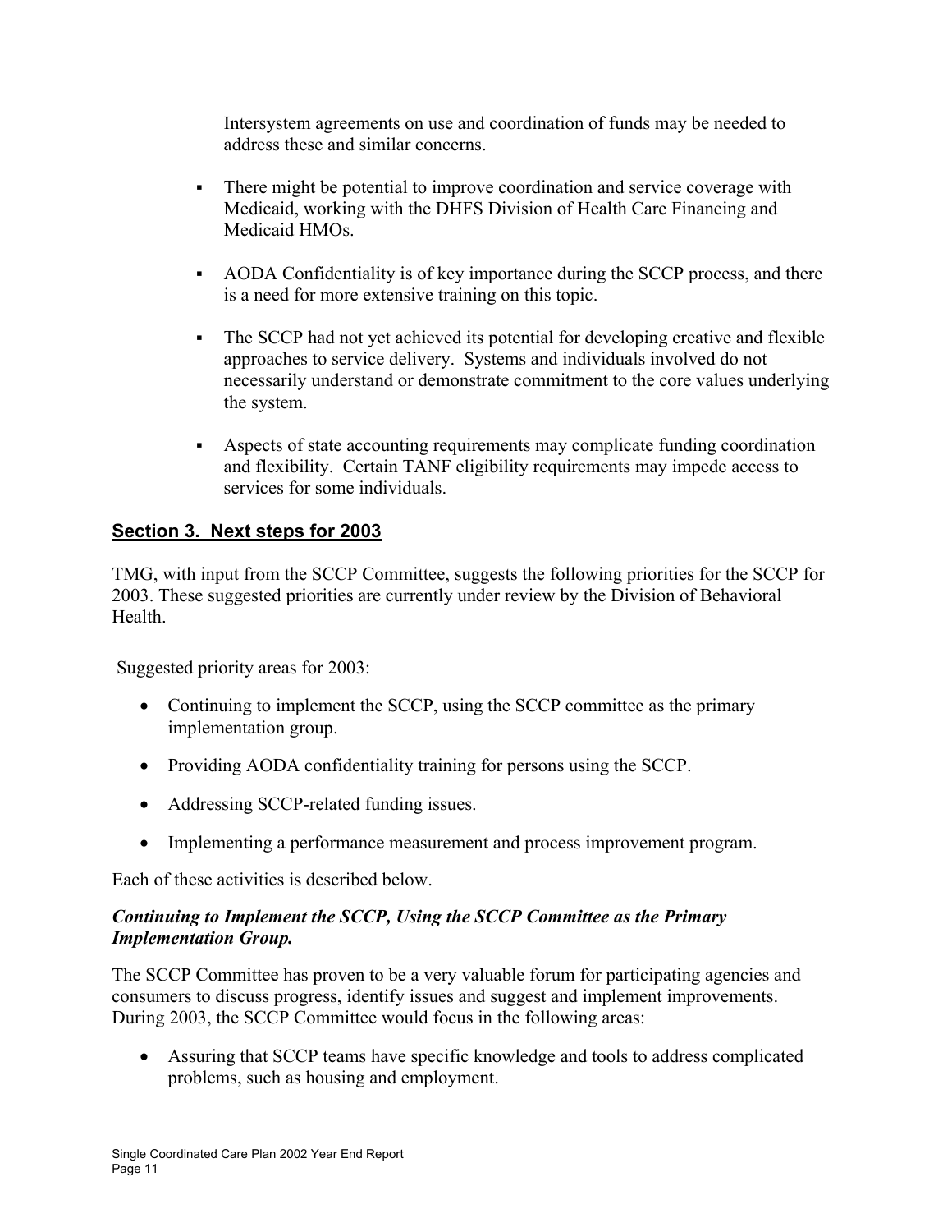Intersystem agreements on use and coordination of funds may be needed to address these and similar concerns.

- There might be potential to improve coordination and service coverage with Medicaid, working with the DHFS Division of Health Care Financing and Medicaid HMOs.
- AODA Confidentiality is of key importance during the SCCP process, and there is a need for more extensive training on this topic.
- The SCCP had not yet achieved its potential for developing creative and flexible approaches to service delivery. Systems and individuals involved do not necessarily understand or demonstrate commitment to the core values underlying the system.
- Aspects of state accounting requirements may complicate funding coordination and flexibility. Certain TANF eligibility requirements may impede access to services for some individuals.

## Section 3. Next steps for 2003

TMG, with input from the SCCP Committee, suggests the following priorities for the SCCP for 2003. These suggested priorities are currently under review by the Division of Behavioral Health.

Suggested priority areas for 2003:

- Continuing to implement the SCCP, using the SCCP committee as the primary implementation group.
- Providing AODA confidentiality training for persons using the SCCP.
- Addressing SCCP-related funding issues.
- Implementing a performance measurement and process improvement program.

Each of these activities is described below.

***Continuing to Implement the SCCP, Using the SCCP Committee as the Primary Implementation Group.***

The SCCP Committee has proven to be a very valuable forum for participating agencies and consumers to discuss progress, identify issues and suggest and implement improvements. During 2003, the SCCP Committee would focus in the following areas:

- Assuring that SCCP teams have specific knowledge and tools to address complicated problems, such as housing and employment.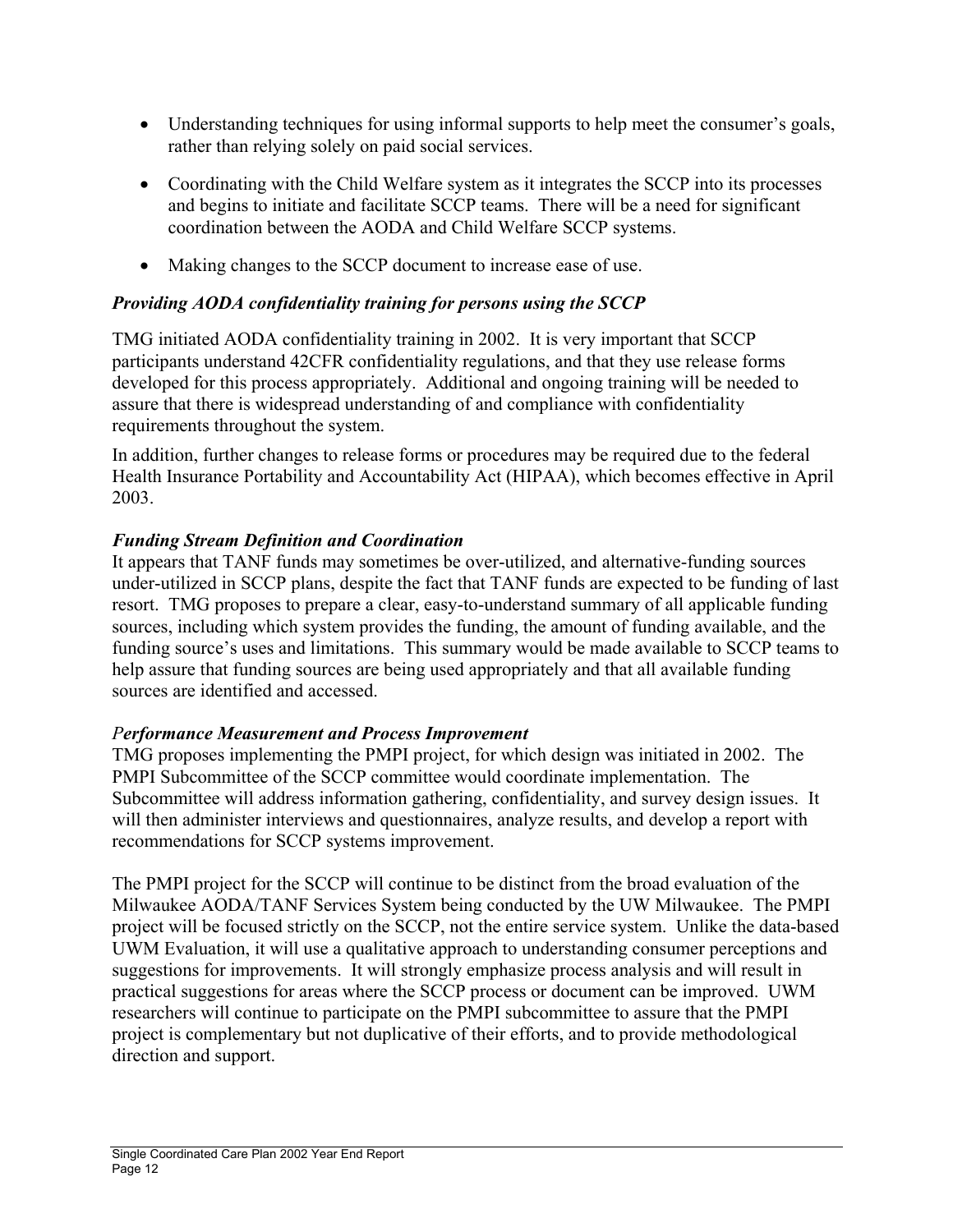- Understanding techniques for using informal supports to help meet the consumer's goals, rather than relying solely on paid social services.
- Coordinating with the Child Welfare system as it integrates the SCCP into its processes and begins to initiate and facilitate SCCP teams. There will be a need for significant coordination between the AODA and Child Welfare SCCP systems.
- Making changes to the SCCP document to increase ease of use.

### *Providing AODA confidentiality training for persons using the SCCP*

TMG initiated AODA confidentiality training in 2002. It is very important that SCCP participants understand 42CFR confidentiality regulations, and that they use release forms developed for this process appropriately. Additional and ongoing training will be needed to assure that there is widespread understanding of and compliance with confidentiality requirements throughout the system.

In addition, further changes to release forms or procedures may be required due to the federal Health Insurance Portability and Accountability Act (HIPAA), which becomes effective in April 2003.

### *Funding Stream Definition and Coordination*

It appears that TANF funds may sometimes be over-utilized, and alternative-funding sources under-utilized in SCCP plans, despite the fact that TANF funds are expected to be funding of last resort. TMG proposes to prepare a clear, easy-to-understand summary of all applicable funding sources, including which system provides the funding, the amount of funding available, and the funding source's uses and limitations. This summary would be made available to SCCP teams to help assure that funding sources are being used appropriately and that all available funding sources are identified and accessed.

### *Performance Measurement and Process Improvement*

TMG proposes implementing the PMPI project, for which design was initiated in 2002. The PMPI Subcommittee of the SCCP committee would coordinate implementation. The Subcommittee will address information gathering, confidentiality, and survey design issues. It will then administer interviews and questionnaires, analyze results, and develop a report with recommendations for SCCP systems improvement.

The PMPI project for the SCCP will continue to be distinct from the broad evaluation of the Milwaukee AODA/TANF Services System being conducted by the UW Milwaukee. The PMPI project will be focused strictly on the SCCP, not the entire service system. Unlike the data-based UWM Evaluation, it will use a qualitative approach to understanding consumer perceptions and suggestions for improvements. It will strongly emphasize process analysis and will result in practical suggestions for areas where the SCCP process or document can be improved. UWM researchers will continue to participate on the PMPI subcommittee to assure that the PMPI project is complementary but not duplicative of their efforts, and to provide methodological direction and support.